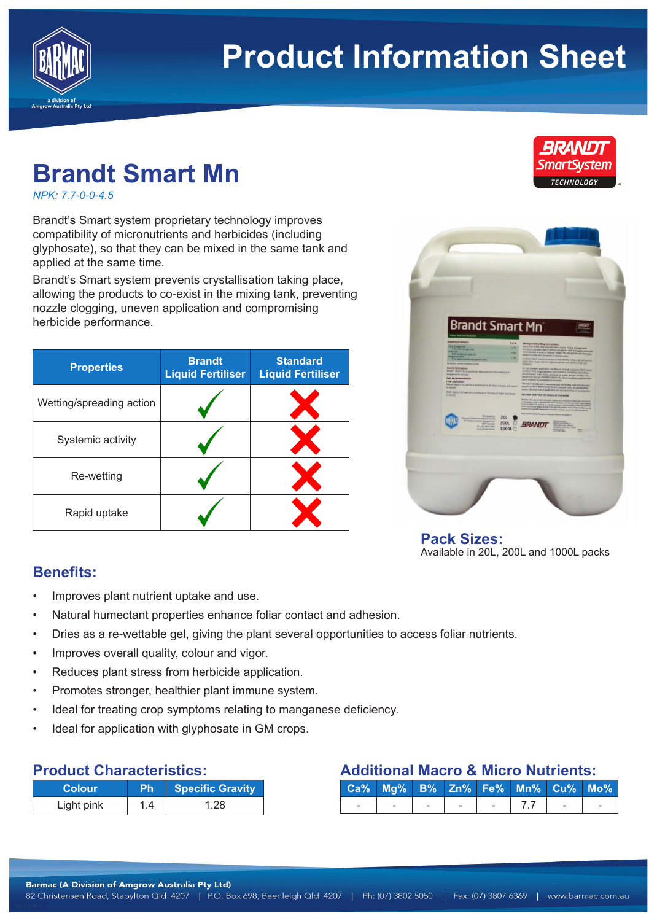# Product Information Sheet

## Brandt Smart Mn

*NPK: 7.7-0-0-4.5*

Brandt's Smart system proprietary technology improves compatibility of micronutrients and herbicides (including glyphosate), so that they can be mixed in the same tank and applied at the same time.

Brandt's Smart system prevents crystallisation taking place, allowing the products to co-exist in the mixing tank, preventing nozzle clogging, uneven application and compromising herbicide performance.

| Properties | Brandt Liquid Fertiliser | Standard Liquid Fertiliser |
|---|---|---|
| Wetting/spreading action | ✓ | ✗ |
| Systemic activity | ✓ | ✗ |
| Re-wetting | ✓ | ✗ |
| Rapid uptake | ✓ | ✗ |

### Pack Sizes:

Available in 20L, 200L and 1000L packs

### Benefits:

- Improves plant nutrient uptake and use.
- Natural humectant properties enhance foliar contact and adhesion.
- Dries as a re-wettable gel, giving the plant several opportunities to access foliar nutrients.
- Improves overall quality, colour and vigor.
- Reduces plant stress from herbicide application.
- Promotes stronger, healthier plant immune system.
- Ideal for treating crop symptoms relating to manganese deficiency.
- Ideal for application with glyphosate in GM crops.

### Product Characteristics:

| Colour | Ph | Specific Gravity |
|---|---|---|
| Light pink | 1.4 | 1.28 |

### Additional Macro & Micro Nutrients:

| Ca% | Mg% | B% | Zn% | Fe% | Mn% | Cu% | Mo% |
|---|---|---|---|---|---|---|---|
| - | - | - | - | - | 7.7 | - | - |

**Barmac (A Division of Amgrow Australia Pty Ltd)**
82 Christensen Road, Stapylton Qld 4207 | P.O. Box 698, Beenleigh Qld 4207 | Ph: (07) 3802 5050 | Fax: (07) 3807 6369 | www.barmac.com.au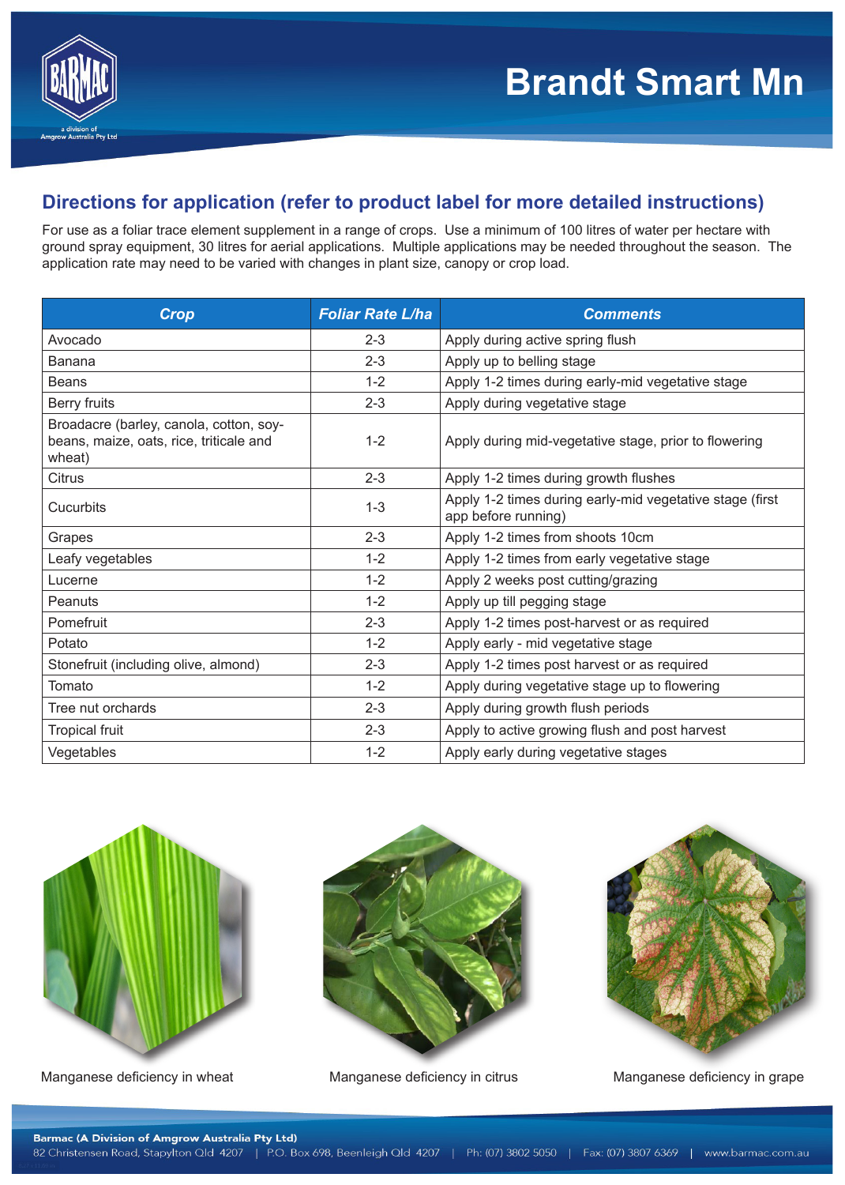# Brandt Smart Mn

## Directions for application (refer to product label for more detailed instructions)

For use as a foliar trace element supplement in a range of crops. Use a minimum of 100 litres of water per hectare with ground spray equipment, 30 litres for aerial applications. Multiple applications may be needed throughout the season. The application rate may need to be varied with changes in plant size, canopy or crop load.

| *Crop* | *Foliar Rate L/ha* | *Comments* |
|---|---|---|
| Avocado | 2-3 | Apply during active spring flush |
| Banana | 2-3 | Apply up to belling stage |
| Beans | 1-2 | Apply 1-2 times during early-mid vegetative stage |
| Berry fruits | 2-3 | Apply during vegetative stage |
| Broadacre (barley, canola, cotton, soy-beans, maize, oats, rice, triticale and wheat) | 1-2 | Apply during mid-vegetative stage, prior to flowering |
| Citrus | 2-3 | Apply 1-2 times during growth flushes |
| Cucurbits | 1-3 | Apply 1-2 times during early-mid vegetative stage (first app before running) |
| Grapes | 2-3 | Apply 1-2 times from shoots 10cm |
| Leafy vegetables | 1-2 | Apply 1-2 times from early vegetative stage |
| Lucerne | 1-2 | Apply 2 weeks post cutting/grazing |
| Peanuts | 1-2 | Apply up till pegging stage |
| Pomefruit | 2-3 | Apply 1-2 times post-harvest or as required |
| Potato | 1-2 | Apply early - mid vegetative stage |
| Stonefruit (including olive, almond) | 2-3 | Apply 1-2 times post harvest or as required |
| Tomato | 1-2 | Apply during vegetative stage up to flowering |
| Tree nut orchards | 2-3 | Apply during growth flush periods |
| Tropical fruit | 2-3 | Apply to active growing flush and post harvest |
| Vegetables | 1-2 | Apply early during vegetative stages |

Manganese deficiency in wheat

Manganese deficiency in citrus

Manganese deficiency in grape

**Barmac (A Division of Amgrow Australia Pty Ltd)**
82 Christensen Road, Stapylton Qld 4207 | P.O. Box 698, Beenleigh Qld 4207 | Ph: (07) 3802 5050 | Fax: (07) 3807 6369 | www.barmac.com.au